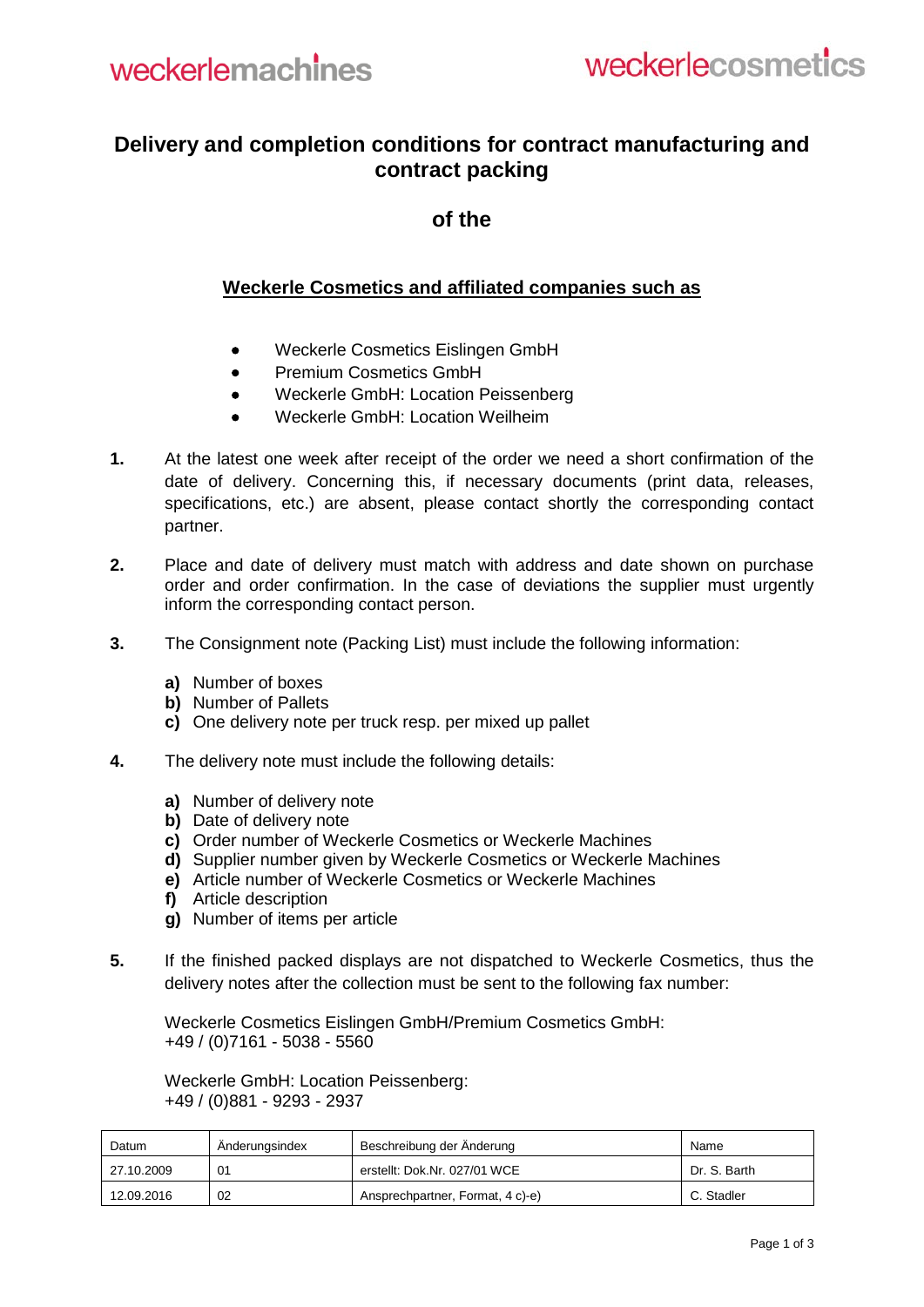weckerlemachines weckerlecosmetics

# Delivery and completion conditions for contract manufacturing and contract packing

## of the

### Weckerle Cosmetics and affiliated companies such as

- Weckerle Cosmetics Eislingen GmbH
- Premium Cosmetics GmbH
- Weckerle GmbH: Location Peissenberg
- Weckerle GmbH: Location Weilheim

**1.** At the latest one week after receipt of the order we need a short confirmation of the date of delivery. Concerning this, if necessary documents (print data, releases, specifications, etc.) are absent, please contact shortly the corresponding contact partner.

**2.** Place and date of delivery must match with address and date shown on purchase order and order confirmation. In the case of deviations the supplier must urgently inform the corresponding contact person.

**3.** The Consignment note (Packing List) must include the following information:

**a)** Number of boxes
**b)** Number of Pallets
**c)** One delivery note per truck resp. per mixed up pallet

**4.** The delivery note must include the following details:

**a)** Number of delivery note
**b)** Date of delivery note
**c)** Order number of Weckerle Cosmetics or Weckerle Machines
**d)** Supplier number given by Weckerle Cosmetics or Weckerle Machines
**e)** Article number of Weckerle Cosmetics or Weckerle Machines
**f)** Article description
**g)** Number of items per article

**5.** If the finished packed displays are not dispatched to Weckerle Cosmetics, thus the delivery notes after the collection must be sent to the following fax number:

Weckerle Cosmetics Eislingen GmbH/Premium Cosmetics GmbH:
+49 / (0)7161 - 5038 - 5560

Weckerle GmbH: Location Peissenberg:
+49 / (0)881 - 9293 - 2937

| Datum | Änderungsindex | Beschreibung der Änderung | Name |
|---|---|---|---|
| 27.10.2009 | 01 | erstellt: Dok.Nr. 027/01 WCE | Dr. S. Barth |
| 12.09.2016 | 02 | Ansprechpartner, Format, 4 c)-e) | C. Stadler |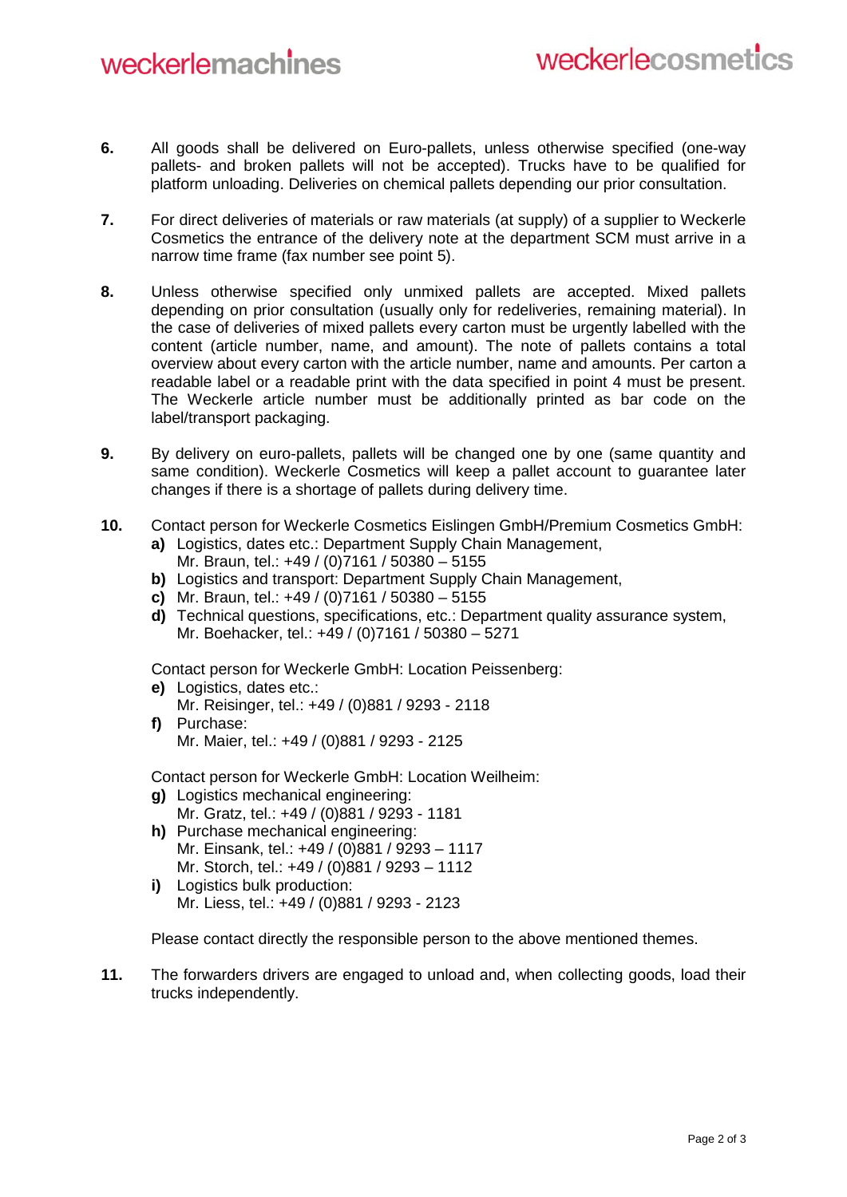**6.** All goods shall be delivered on Euro-pallets, unless otherwise specified (one-way pallets- and broken pallets will not be accepted). Trucks have to be qualified for platform unloading. Deliveries on chemical pallets depending our prior consultation.

**7.** For direct deliveries of materials or raw materials (at supply) of a supplier to Weckerle Cosmetics the entrance of the delivery note at the department SCM must arrive in a narrow time frame (fax number see point 5).

**8.** Unless otherwise specified only unmixed pallets are accepted. Mixed pallets depending on prior consultation (usually only for redeliveries, remaining material). In the case of deliveries of mixed pallets every carton must be urgently labelled with the content (article number, name, and amount). The note of pallets contains a total overview about every carton with the article number, name and amounts. Per carton a readable label or a readable print with the data specified in point 4 must be present. The Weckerle article number must be additionally printed as bar code on the label/transport packaging.

**9.** By delivery on euro-pallets, pallets will be changed one by one (same quantity and same condition). Weckerle Cosmetics will keep a pallet account to guarantee later changes if there is a shortage of pallets during delivery time.

**10.** Contact person for Weckerle Cosmetics Eislingen GmbH/Premium Cosmetics GmbH:

- **a)** Logistics, dates etc.: Department Supply Chain Management, Mr. Braun, tel.: +49 / (0)7161 / 50380 – 5155
- **b)** Logistics and transport: Department Supply Chain Management,
- **c)** Mr. Braun, tel.: +49 / (0)7161 / 50380 – 5155
- **d)** Technical questions, specifications, etc.: Department quality assurance system, Mr. Boehacker, tel.: +49 / (0)7161 / 50380 – 5271

Contact person for Weckerle GmbH: Location Peissenberg:

- **e)** Logistics, dates etc.: Mr. Reisinger, tel.: +49 / (0)881 / 9293 - 2118
- **f)** Purchase: Mr. Maier, tel.: +49 / (0)881 / 9293 - 2125

Contact person for Weckerle GmbH: Location Weilheim:

- **g)** Logistics mechanical engineering: Mr. Gratz, tel.: +49 / (0)881 / 9293 - 1181
- **h)** Purchase mechanical engineering: Mr. Einsank, tel.: +49 / (0)881 / 9293 – 1117
  Mr. Storch, tel.: +49 / (0)881 / 9293 – 1112
- **i)** Logistics bulk production: Mr. Liess, tel.: +49 / (0)881 / 9293 - 2123

Please contact directly the responsible person to the above mentioned themes.

**11.** The forwarders drivers are engaged to unload and, when collecting goods, load their trucks independently.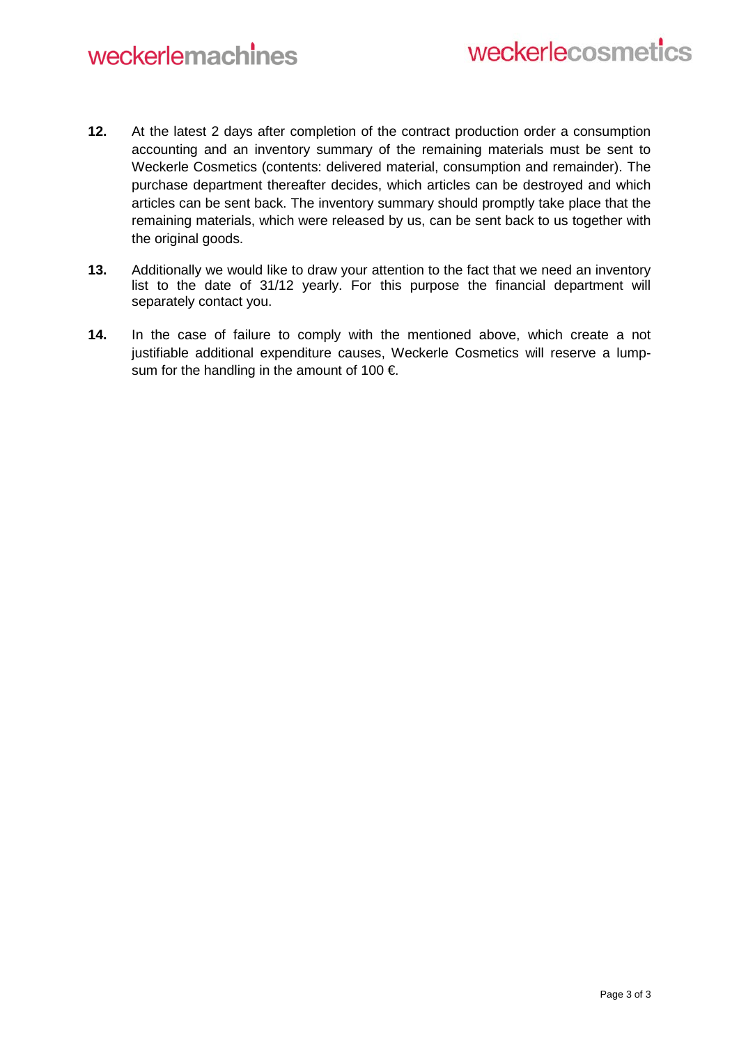**12.** At the latest 2 days after completion of the contract production order a consumption accounting and an inventory summary of the remaining materials must be sent to Weckerle Cosmetics (contents: delivered material, consumption and remainder). The purchase department thereafter decides, which articles can be destroyed and which articles can be sent back. The inventory summary should promptly take place that the remaining materials, which were released by us, can be sent back to us together with the original goods.

**13.** Additionally we would like to draw your attention to the fact that we need an inventory list to the date of 31/12 yearly. For this purpose the financial department will separately contact you.

**14.** In the case of failure to comply with the mentioned above, which create a not justifiable additional expenditure causes, Weckerle Cosmetics will reserve a lump-sum for the handling in the amount of 100 €.